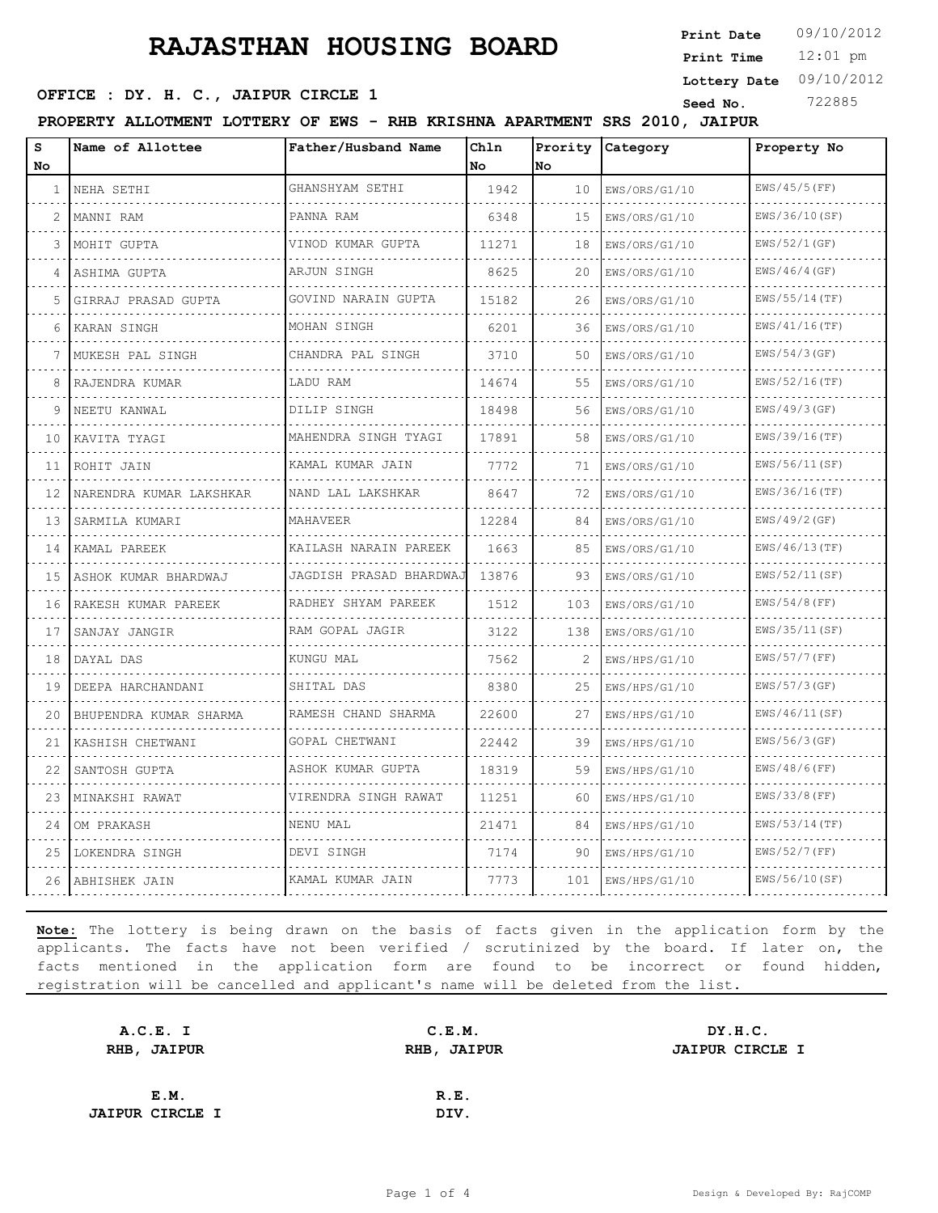# RAJASTHAN HOUSING BOARD

**Print Date** 09/10/2012
**Print Time** 12:01 pm
**Lottery Date** 09/10/2012
**Seed No.** 722885

**OFFICE : DY. H. C., JAIPUR CIRCLE 1**

**PROPERTY ALLOTMENT LOTTERY OF EWS - RHB KRISHNA APARTMENT SRS 2010, JAIPUR**

| S No | Name of Allottee | Father/Husband Name | Chln No | Prority No | Category | Property No |
|---|---|---|---|---|---|---|
| 1 | NEHA SETHI | GHANSHYAM SETHI | 1942 | 10 | EWS/ORS/G1/10 | EWS/45/5(FF) |
| 2 | MANNI RAM | PANNA RAM | 6348 | 15 | EWS/ORS/G1/10 | EWS/36/10(SF) |
| 3 | MOHIT GUPTA | VINOD KUMAR GUPTA | 11271 | 18 | EWS/ORS/G1/10 | EWS/52/1(GF) |
| 4 | ASHIMA GUPTA | ARJUN SINGH | 8625 | 20 | EWS/ORS/G1/10 | EWS/46/4(GF) |
| 5 | GIRRAJ PRASAD GUPTA | GOVIND NARAIN GUPTA | 15182 | 26 | EWS/ORS/G1/10 | EWS/55/14(TF) |
| 6 | KARAN SINGH | MOHAN SINGH | 6201 | 36 | EWS/ORS/G1/10 | EWS/41/16(TF) |
| 7 | MUKESH PAL SINGH | CHANDRA PAL SINGH | 3710 | 50 | EWS/ORS/G1/10 | EWS/54/3(GF) |
| 8 | RAJENDRA KUMAR | LADU RAM | 14674 | 55 | EWS/ORS/G1/10 | EWS/52/16(TF) |
| 9 | NEETU KANWAL | DILIP SINGH | 18498 | 56 | EWS/ORS/G1/10 | EWS/49/3(GF) |
| 10 | KAVITA TYAGI | MAHENDRA SINGH TYAGI | 17891 | 58 | EWS/ORS/G1/10 | EWS/39/16(TF) |
| 11 | ROHIT JAIN | KAMAL KUMAR JAIN | 7772 | 71 | EWS/ORS/G1/10 | EWS/56/11(SF) |
| 12 | NARENDRA KUMAR LAKSHKAR | NAND LAL LAKSHKAR | 8647 | 72 | EWS/ORS/G1/10 | EWS/36/16(TF) |
| 13 | SARMILA KUMARI | MAHAVEER | 12284 | 84 | EWS/ORS/G1/10 | EWS/49/2(GF) |
| 14 | KAMAL PAREEK | KAILASH NARAIN PAREEK | 1663 | 85 | EWS/ORS/G1/10 | EWS/46/13(TF) |
| 15 | ASHOK KUMAR BHARDWAJ | JAGDISH PRASAD BHARDWAJ | 13876 | 93 | EWS/ORS/G1/10 | EWS/52/11(SF) |
| 16 | RAKESH KUMAR PAREEK | RADHEY SHYAM PAREEK | 1512 | 103 | EWS/ORS/G1/10 | EWS/54/8(FF) |
| 17 | SANJAY JANGIR | RAM GOPAL JAGIR | 3122 | 138 | EWS/ORS/G1/10 | EWS/35/11(SF) |
| 18 | DAYAL DAS | KUNGU MAL | 7562 | 2 | EWS/HPS/G1/10 | EWS/57/7(FF) |
| 19 | DEEPA HARCHANDANI | SHITAL DAS | 8380 | 25 | EWS/HPS/G1/10 | EWS/57/3(GF) |
| 20 | BHUPENDRA KUMAR SHARMA | RAMESH CHAND SHARMA | 22600 | 27 | EWS/HPS/G1/10 | EWS/46/11(SF) |
| 21 | KASHISH CHETWANI | GOPAL CHETWANI | 22442 | 39 | EWS/HPS/G1/10 | EWS/56/3(GF) |
| 22 | SANTOSH GUPTA | ASHOK KUMAR GUPTA | 18319 | 59 | EWS/HPS/G1/10 | EWS/48/6(FF) |
| 23 | MINAKSHI RAWAT | VIRENDRA SINGH RAWAT | 11251 | 60 | EWS/HPS/G1/10 | EWS/33/8(FF) |
| 24 | OM PRAKASH | NENU MAL | 21471 | 84 | EWS/HPS/G1/10 | EWS/53/14(TF) |
| 25 | LOKENDRA SINGH | DEVI SINGH | 7174 | 90 | EWS/HPS/G1/10 | EWS/52/7(FF) |
| 26 | ABHISHEK JAIN | KAMAL KUMAR JAIN | 7773 | 101 | EWS/HPS/G1/10 | EWS/56/10(SF) |

**Note:** The lottery is being drawn on the basis of facts given in the application form by the applicants. The facts have not been verified / scrutinized by the board. If later on, the facts mentioned in the application form are found to be incorrect or found hidden, registration will be cancelled and applicant's name will be deleted from the list.

**A.C.E. I**
**RHB, JAIPUR**

**C.E.M.**
**RHB, JAIPUR**

**DY.H.C.**
**JAIPUR CIRCLE I**

**E.M.**
**JAIPUR CIRCLE I**

**R.E.**
**DIV.**

Design & Developed By: RajCOMP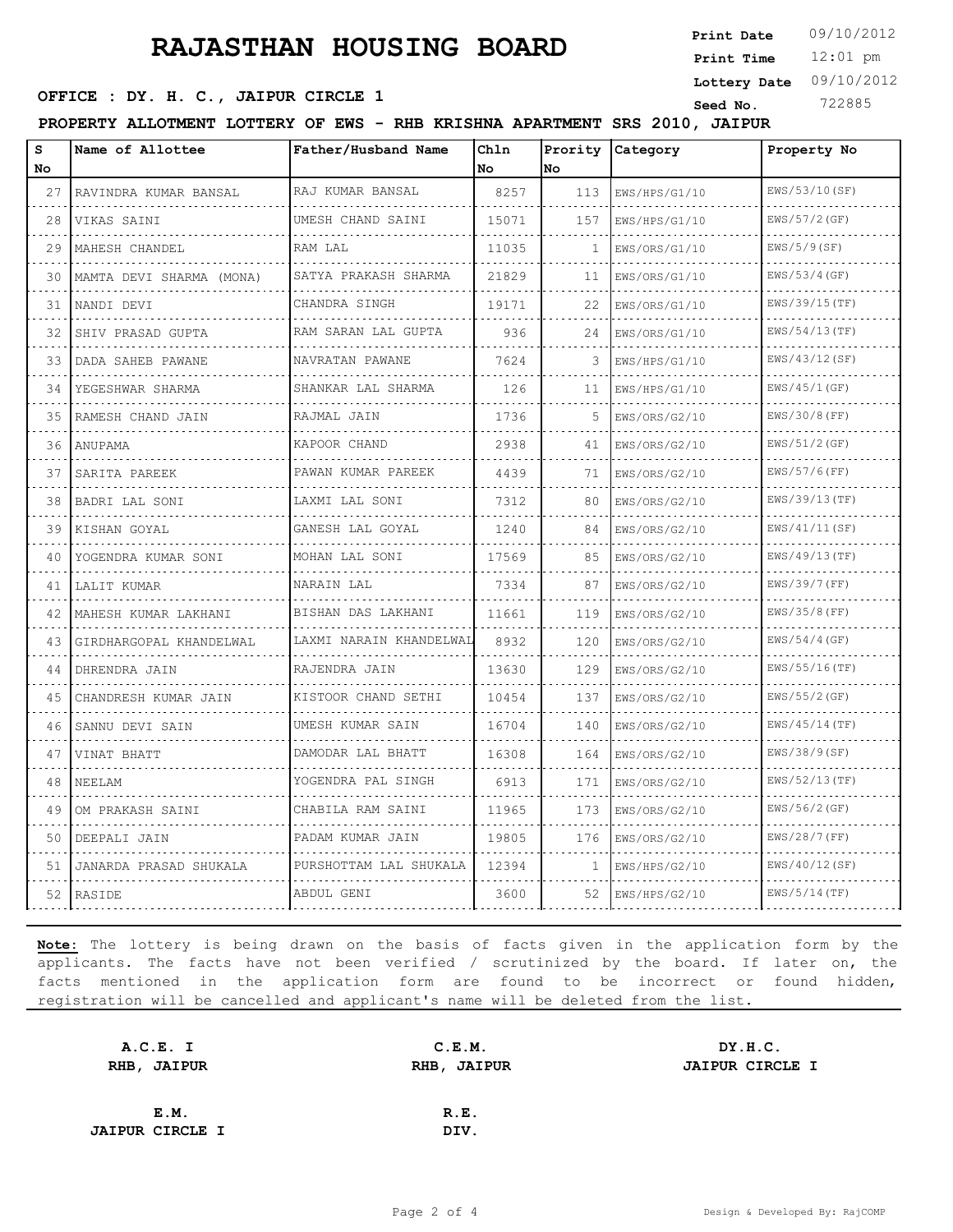# RAJASTHAN HOUSING BOARD

**Print Date** 09/10/2012
**Print Time** 12:01 pm
**Lottery Date** 09/10/2012
**Seed No.** 722885

**OFFICE : DY. H. C., JAIPUR CIRCLE 1**

**PROPERTY ALLOTMENT LOTTERY OF EWS - RHB KRISHNA APARTMENT SRS 2010, JAIPUR**

| S No | Name of Allottee | Father/Husband Name | Chln No | Prority No | Category | Property No |
|---|---|---|---|---|---|---|
| 27 | RAVINDRA KUMAR BANSAL | RAJ KUMAR BANSAL | 8257 | 113 | EWS/HPS/G1/10 | EWS/53/10(SF) |
| 28 | VIKAS SAINI | UMESH CHAND SAINI | 15071 | 157 | EWS/HPS/G1/10 | EWS/57/2(GF) |
| 29 | MAHESH CHANDEL | RAM LAL | 11035 | 1 | EWS/ORS/G1/10 | EWS/5/9(SF) |
| 30 | MAMTA DEVI SHARMA (MONA) | SATYA PRAKASH SHARMA | 21829 | 11 | EWS/ORS/G1/10 | EWS/53/4(GF) |
| 31 | NANDI DEVI | CHANDRA SINGH | 19171 | 22 | EWS/ORS/G1/10 | EWS/39/15(TF) |
| 32 | SHIV PRASAD GUPTA | RAM SARAN LAL GUPTA | 936 | 24 | EWS/ORS/G1/10 | EWS/54/13(TF) |
| 33 | DADA SAHEB PAWANE | NAVRATAN PAWANE | 7624 | 3 | EWS/HPS/G1/10 | EWS/43/12(SF) |
| 34 | YEGESHWAR SHARMA | SHANKAR LAL SHARMA | 126 | 11 | EWS/HPS/G1/10 | EWS/45/1(GF) |
| 35 | RAMESH CHAND JAIN | RAJMAL JAIN | 1736 | 5 | EWS/ORS/G2/10 | EWS/30/8(FF) |
| 36 | ANUPAMA | KAPOOR CHAND | 2938 | 41 | EWS/ORS/G2/10 | EWS/51/2(GF) |
| 37 | SARITA PAREEK | PAWAN KUMAR PAREEK | 4439 | 71 | EWS/ORS/G2/10 | EWS/57/6(FF) |
| 38 | BADRI LAL SONI | LAXMI LAL SONI | 7312 | 80 | EWS/ORS/G2/10 | EWS/39/13(TF) |
| 39 | KISHAN GOYAL | GANESH LAL GOYAL | 1240 | 84 | EWS/ORS/G2/10 | EWS/41/11(SF) |
| 40 | YOGENDRA KUMAR SONI | MOHAN LAL SONI | 17569 | 85 | EWS/ORS/G2/10 | EWS/49/13(TF) |
| 41 | LALIT KUMAR | NARAIN LAL | 7334 | 87 | EWS/ORS/G2/10 | EWS/39/7(FF) |
| 42 | MAHESH KUMAR LAKHANI | BISHAN DAS LAKHANI | 11661 | 119 | EWS/ORS/G2/10 | EWS/35/8(FF) |
| 43 | GIRDHARGOPAL KHANDELWAL | LAXMI NARAIN KHANDELWAL | 8932 | 120 | EWS/ORS/G2/10 | EWS/54/4(GF) |
| 44 | DHRENDRA JAIN | RAJENDRA JAIN | 13630 | 129 | EWS/ORS/G2/10 | EWS/55/16(TF) |
| 45 | CHANDRESH KUMAR JAIN | KISTOOR CHAND SETHI | 10454 | 137 | EWS/ORS/G2/10 | EWS/55/2(GF) |
| 46 | SANNU DEVI SAIN | UMESH KUMAR SAIN | 16704 | 140 | EWS/ORS/G2/10 | EWS/45/14(TF) |
| 47 | VINAT BHATT | DAMODAR LAL BHATT | 16308 | 164 | EWS/ORS/G2/10 | EWS/38/9(SF) |
| 48 | NEELAM | YOGENDRA PAL SINGH | 6913 | 171 | EWS/ORS/G2/10 | EWS/52/13(TF) |
| 49 | OM PRAKASH SAINI | CHABILA RAM SAINI | 11965 | 173 | EWS/ORS/G2/10 | EWS/56/2(GF) |
| 50 | DEEPALI JAIN | PADAM KUMAR JAIN | 19805 | 176 | EWS/ORS/G2/10 | EWS/28/7(FF) |
| 51 | JANARDA PRASAD SHUKALA | PURSHOTTAM LAL SHUKALA | 12394 | 1 | EWS/HPS/G2/10 | EWS/40/12(SF) |
| 52 | RASIDE | ABDUL GENI | 3600 | 52 | EWS/HPS/G2/10 | EWS/5/14(TF) |

**Note:** The lottery is being drawn on the basis of facts given in the application form by the applicants. The facts have not been verified / scrutinized by the board. If later on, the facts mentioned in the application form are found to be incorrect or found hidden, registration will be cancelled and applicant's name will be deleted from the list.

**A.C.E. I**
**RHB, JAIPUR**

**C.E.M.**
**RHB, JAIPUR**

**DY.H.C.**
**JAIPUR CIRCLE I**

**E.M.**
**JAIPUR CIRCLE I**

**R.E.**
**DIV.**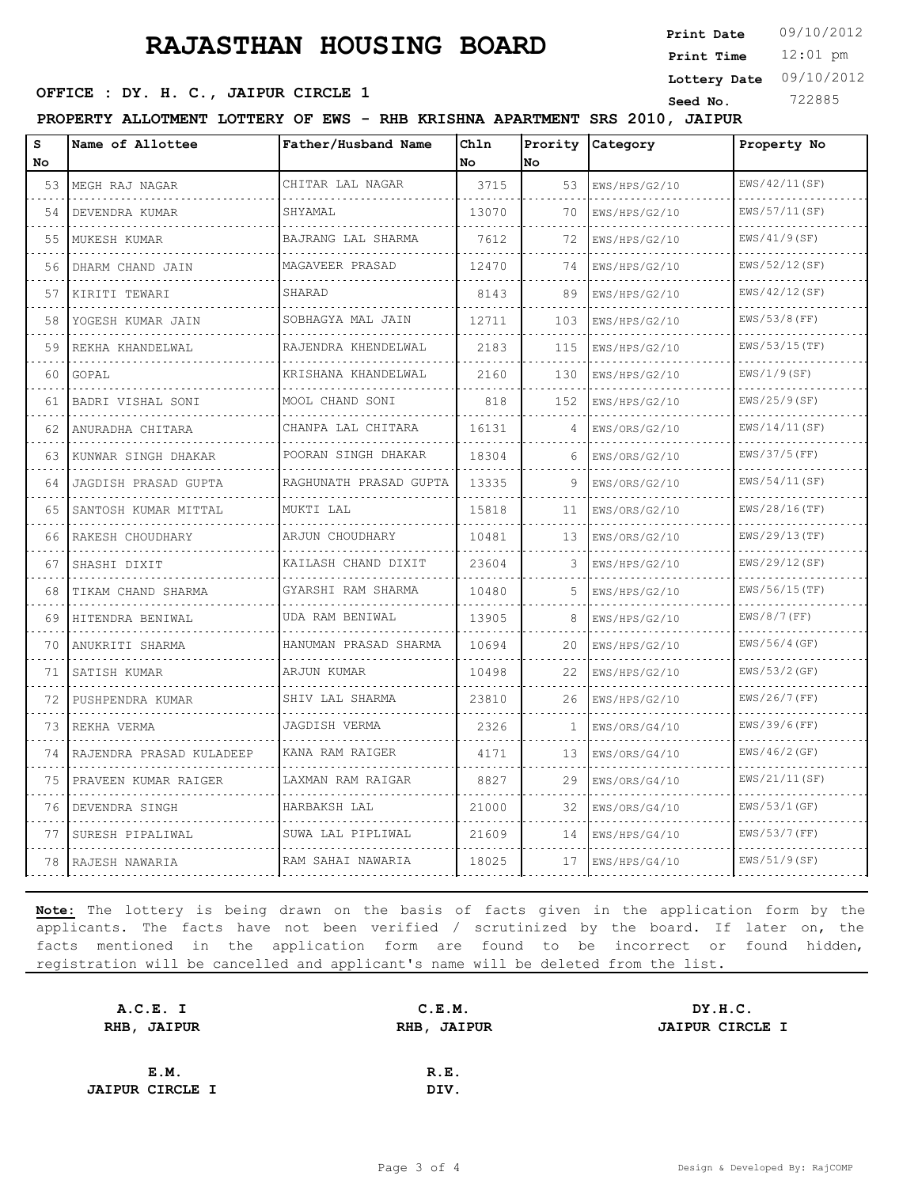# RAJASTHAN HOUSING BOARD

**Print Date** 09/10/2012
**Print Time** 12:01 pm
**Lottery Date** 09/10/2012
**Seed No.** 722885

**OFFICE : DY. H. C., JAIPUR CIRCLE 1**

**PROPERTY ALLOTMENT LOTTERY OF EWS - RHB KRISHNA APARTMENT SRS 2010, JAIPUR**

| S No | Name of Allottee | Father/Husband Name | Chln No | Prority No | Category | Property No |
|---|---|---|---|---|---|---|
| 53 | MEGH RAJ NAGAR | CHITAR LAL NAGAR | 3715 | 53 | EWS/HPS/G2/10 | EWS/42/11(SF) |
| 54 | DEVENDRA KUMAR | SHYAMAL | 13070 | 70 | EWS/HPS/G2/10 | EWS/57/11(SF) |
| 55 | MUKESH KUMAR | BAJRANG LAL SHARMA | 7612 | 72 | EWS/HPS/G2/10 | EWS/41/9(SF) |
| 56 | DHARM CHAND JAIN | MAGAVEER PRASAD | 12470 | 74 | EWS/HPS/G2/10 | EWS/52/12(SF) |
| 57 | KIRITI TEWARI | SHARAD | 8143 | 89 | EWS/HPS/G2/10 | EWS/42/12(SF) |
| 58 | YOGESH KUMAR JAIN | SOBHAGYA MAL JAIN | 12711 | 103 | EWS/HPS/G2/10 | EWS/53/8(FF) |
| 59 | REKHA KHANDELWAL | RAJENDRA KHENDELWAL | 2183 | 115 | EWS/HPS/G2/10 | EWS/53/15(TF) |
| 60 | GOPAL | KRISHANA KHANDELWAL | 2160 | 130 | EWS/HPS/G2/10 | EWS/1/9(SF) |
| 61 | BADRI VISHAL SONI | MOOL CHAND SONI | 818 | 152 | EWS/HPS/G2/10 | EWS/25/9(SF) |
| 62 | ANURADHA CHITARA | CHANPA LAL CHITARA | 16131 | 4 | EWS/ORS/G2/10 | EWS/14/11(SF) |
| 63 | KUNWAR SINGH DHAKAR | POORAN SINGH DHAKAR | 18304 | 6 | EWS/ORS/G2/10 | EWS/37/5(FF) |
| 64 | JAGDISH PRASAD GUPTA | RAGHUNATH PRASAD GUPTA | 13335 | 9 | EWS/ORS/G2/10 | EWS/54/11(SF) |
| 65 | SANTOSH KUMAR MITTAL | MUKTI LAL | 15818 | 11 | EWS/ORS/G2/10 | EWS/28/16(TF) |
| 66 | RAKESH CHOUDHARY | ARJUN CHOUDHARY | 10481 | 13 | EWS/ORS/G2/10 | EWS/29/13(TF) |
| 67 | SHASHI DIXIT | KAILASH CHAND DIXIT | 23604 | 3 | EWS/HPS/G2/10 | EWS/29/12(SF) |
| 68 | TIKAM CHAND SHARMA | GYARSHI RAM SHARMA | 10480 | 5 | EWS/HPS/G2/10 | EWS/56/15(TF) |
| 69 | HITENDRA BENIWAL | UDA RAM BENIWAL | 13905 | 8 | EWS/HPS/G2/10 | EWS/8/7(FF) |
| 70 | ANUKRITI SHARMA | HANUMAN PRASAD SHARMA | 10694 | 20 | EWS/HPS/G2/10 | EWS/56/4(GF) |
| 71 | SATISH KUMAR | ARJUN KUMAR | 10498 | 22 | EWS/HPS/G2/10 | EWS/53/2(GF) |
| 72 | PUSHPENDRA KUMAR | SHIV LAL SHARMA | 23810 | 26 | EWS/HPS/G2/10 | EWS/26/7(FF) |
| 73 | REKHA VERMA | JAGDISH VERMA | 2326 | 1 | EWS/ORS/G4/10 | EWS/39/6(FF) |
| 74 | RAJENDRA PRASAD KULADEEP | KANA RAM RAIGER | 4171 | 13 | EWS/ORS/G4/10 | EWS/46/2(GF) |
| 75 | PRAVEEN KUMAR RAIGER | LAXMAN RAM RAIGAR | 8827 | 29 | EWS/ORS/G4/10 | EWS/21/11(SF) |
| 76 | DEVENDRA SINGH | HARBAKSH LAL | 21000 | 32 | EWS/ORS/G4/10 | EWS/53/1(GF) |
| 77 | SURESH PIPALIWAL | SUWA LAL PIPLIWAL | 21609 | 14 | EWS/HPS/G4/10 | EWS/53/7(FF) |
| 78 | RAJESH NAWARIA | RAM SAHAI NAWARIA | 18025 | 17 | EWS/HPS/G4/10 | EWS/51/9(SF) |

**Note:** The lottery is being drawn on the basis of facts given in the application form by the applicants. The facts have not been verified / scrutinized by the board. If later on, the facts mentioned in the application form are found to be incorrect or found hidden, registration will be cancelled and applicant's name will be deleted from the list.

| A.C.E. I | C.E.M. | DY.H.C. |
|---|---|---|
| RHB, JAIPUR | RHB, JAIPUR | JAIPUR CIRCLE I |

| E.M. | R.E. |
|---|---|
| JAIPUR CIRCLE I | DIV. |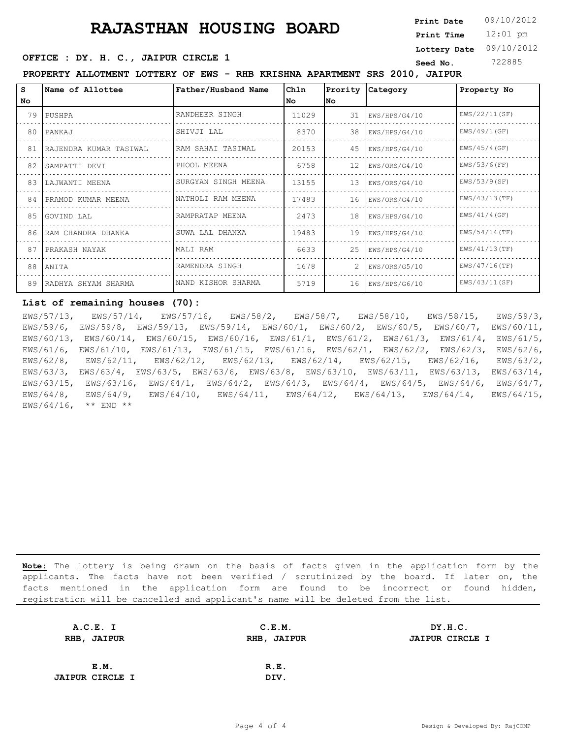# RAJASTHAN HOUSING BOARD

**Print Date** 09/10/2012
**Print Time** 12:01 pm
**Lottery Date** 09/10/2012
**Seed No.** 722885

**OFFICE : DY. H. C., JAIPUR CIRCLE 1**

**PROPERTY ALLOTMENT LOTTERY OF EWS - RHB KRISHNA APARTMENT SRS 2010, JAIPUR**

| S No | Name of Allottee | Father/Husband Name | Chln No | Prority No | Category | Property No |
|---|---|---|---|---|---|---|
| 79 | PUSHPA | RANDHEER SINGH | 11029 | 31 | EWS/HPS/G4/10 | EWS/22/11(SF) |
| 80 | PANKAJ | SHIVJI LAL | 8370 | 38 | EWS/HPS/G4/10 | EWS/49/1(GF) |
| 81 | RAJENDRA KUMAR TASIWAL | RAM SAHAI TASIWAL | 20153 | 45 | EWS/HPS/G4/10 | EWS/45/4(GF) |
| 82 | SAMPATTI DEVI | PHOOL MEENA | 6758 | 12 | EWS/ORS/G4/10 | EWS/53/6(FF) |
| 83 | LAJWANTI MEENA | SURGYAN SINGH MEENA | 13155 | 13 | EWS/ORS/G4/10 | EWS/53/9(SF) |
| 84 | PRAMOD KUMAR MEENA | NATHOLI RAM MEENA | 17483 | 16 | EWS/ORS/G4/10 | EWS/43/13(TF) |
| 85 | GOVIND LAL | RAMPRATAP MEENA | 2473 | 18 | EWS/HPS/G4/10 | EWS/41/4(GF) |
| 86 | RAM CHANDRA DHANKA | SUWA LAL DHANKA | 19483 | 19 | EWS/HPS/G4/10 | EWS/54/14(TF) |
| 87 | PRAKASH NAYAK | MALI RAM | 6633 | 25 | EWS/HPS/G4/10 | EWS/41/13(TF) |
| 88 | ANITA | RAMENDRA SINGH | 1678 | 2 | EWS/ORS/G5/10 | EWS/47/16(TF) |
| 89 | RADHYA SHYAM SHARMA | NAND KISHOR SHARMA | 5719 | 16 | EWS/HPS/G6/10 | EWS/43/11(SF) |

**List of remaining houses (70):**

EWS/57/13, EWS/57/14, EWS/57/16, EWS/58/2, EWS/58/7, EWS/58/10, EWS/58/15, EWS/59/3, EWS/59/6, EWS/59/8, EWS/59/13, EWS/59/14, EWS/60/1, EWS/60/2, EWS/60/5, EWS/60/7, EWS/60/11, EWS/60/13, EWS/60/14, EWS/60/15, EWS/60/16, EWS/61/1, EWS/61/2, EWS/61/3, EWS/61/4, EWS/61/5, EWS/61/6, EWS/61/10, EWS/61/13, EWS/61/15, EWS/61/16, EWS/62/1, EWS/62/2, EWS/62/3, EWS/62/6, EWS/62/8, EWS/62/11, EWS/62/12, EWS/62/13, EWS/62/14, EWS/62/15, EWS/62/16, EWS/63/2, EWS/63/3, EWS/63/4, EWS/63/5, EWS/63/6, EWS/63/8, EWS/63/10, EWS/63/11, EWS/63/13, EWS/63/14, EWS/63/15, EWS/63/16, EWS/64/1, EWS/64/2, EWS/64/3, EWS/64/4, EWS/64/5, EWS/64/6, EWS/64/7, EWS/64/8, EWS/64/9, EWS/64/10, EWS/64/11, EWS/64/12, EWS/64/13, EWS/64/14, EWS/64/15, EWS/64/16, ** END **

**Note:** The lottery is being drawn on the basis of facts given in the application form by the applicants. The facts have not been verified / scrutinized by the board. If later on, the facts mentioned in the application form are found to be incorrect or found hidden, registration will be cancelled and applicant's name will be deleted from the list.

| | | |
|---|---|---|
| **A.C.E. I**<br>**RHB, JAIPUR** | **C.E.M.**<br>**RHB, JAIPUR** | **DY.H.C.**<br>**JAIPUR CIRCLE I** |
| **E.M.**<br>**JAIPUR CIRCLE I** | **R.E.**<br>**DIV.** | |

Design & Developed By: RajCOMP